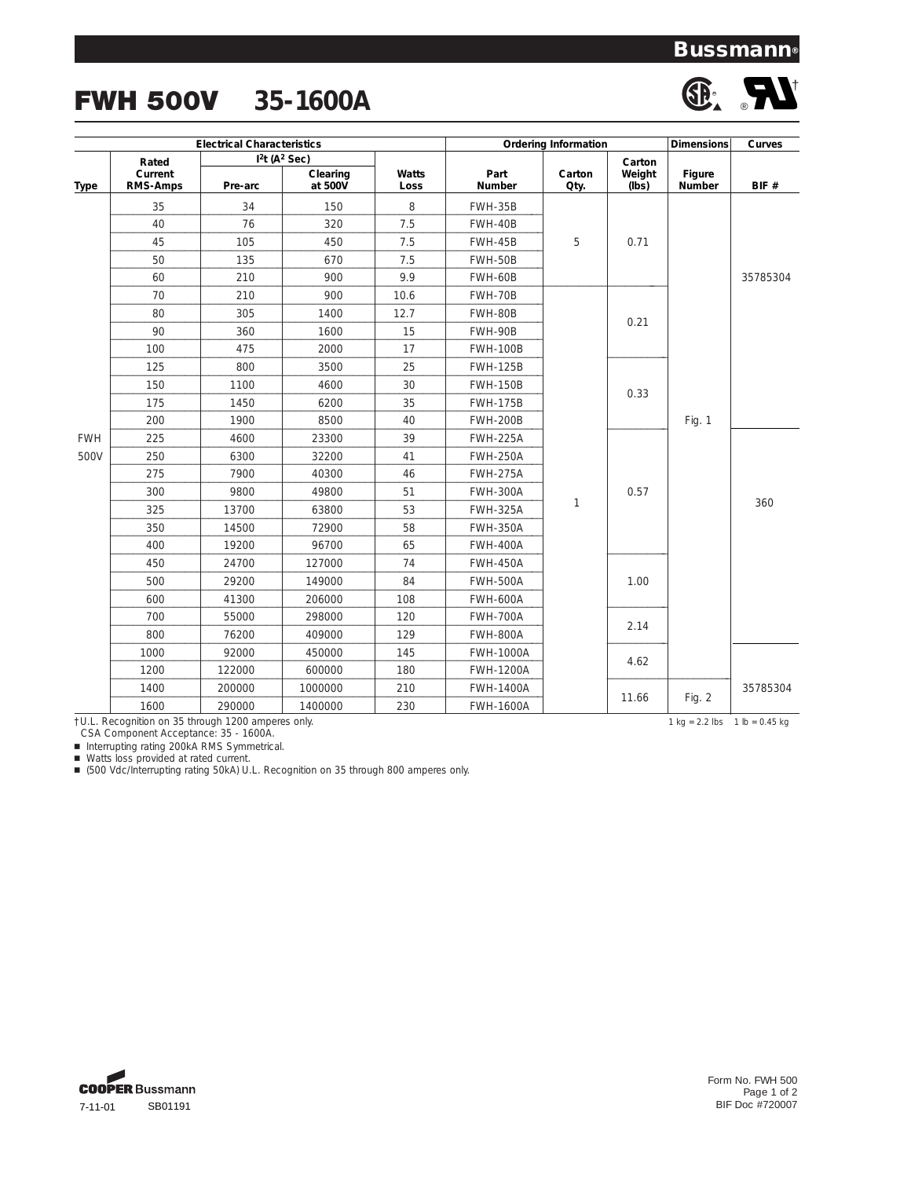# FWH 500V 35-1600A

| Electrical Characteristics | | | | | Ordering Information | | | Dimensions | Curves |
|---|---|---|---|---|---|---|---|---|---|
| | Rated | $I^2t$ ($A^2$ Sec) | | | | | Carton | | |
| Type | Current RMS-Amps | Pre-arc | Clearing at 500V | Watts Loss | Part Number | Carton Qty. | Weight (lbs) | Figure Number | BIF # |
| FWH 500V | 35 | 34 | 150 | 8 | FWH-35B | 5 | 0.71 | Fig. 1 | 35785304 |
| | 40 | 76 | 320 | 7.5 | FWH-40B | | | | |
| | 45 | 105 | 450 | 7.5 | FWH-45B | | | | |
| | 50 | 135 | 670 | 7.5 | FWH-50B | | | | |
| | 60 | 210 | 900 | 9.9 | FWH-60B | | | | |
| | 70 | 210 | 900 | 10.6 | FWH-70B | 1 | 0.21 | | |
| | 80 | 305 | 1400 | 12.7 | FWH-80B | | | | |
| | 90 | 360 | 1600 | 15 | FWH-90B | | | | |
| | 100 | 475 | 2000 | 17 | FWH-100B | | | | |
| | 125 | 800 | 3500 | 25 | FWH-125B | | 0.33 | | |
| | 150 | 1100 | 4600 | 30 | FWH-150B | | | | |
| | 175 | 1450 | 6200 | 35 | FWH-175B | | | | |
| | 200 | 1900 | 8500 | 40 | FWH-200B | | | | |
| | 225 | 4600 | 23300 | 39 | FWH-225A | | 0.57 | | 360 |
| | 250 | 6300 | 32200 | 41 | FWH-250A | | | | |
| | 275 | 7900 | 40300 | 46 | FWH-275A | | | | |
| | 300 | 9800 | 49800 | 51 | FWH-300A | | | | |
| | 325 | 13700 | 63800 | 53 | FWH-325A | | | | |
| | 350 | 14500 | 72900 | 58 | FWH-350A | | | | |
| | 400 | 19200 | 96700 | 65 | FWH-400A | | | | |
| | 450 | 24700 | 127000 | 74 | FWH-450A | | 1.00 | | |
| | 500 | 29200 | 149000 | 84 | FWH-500A | | | | |
| | 600 | 41300 | 206000 | 108 | FWH-600A | | | | |
| | 700 | 55000 | 298000 | 120 | FWH-700A | | 2.14 | | |
| | 800 | 76200 | 409000 | 129 | FWH-800A | | | | |
| | 1000 | 92000 | 450000 | 145 | FWH-1000A | | 4.62 | | 35785304 |
| | 1200 | 122000 | 600000 | 180 | FWH-1200A | | | | |
| | 1400 | 200000 | 1000000 | 210 | FWH-1400A | | 11.66 | Fig. 2 | |
| | 1600 | 290000 | 1400000 | 230 | FWH-1600A | | | | |

†U.L. Recognition on 35 through 1200 amperes only.
CSA Component Acceptance: 35 - 1600A.

1 kg = 2.2 lbs 1 lb = 0.45 kg

- Interrupting rating 200kA RMS Symmetrical.
- Watts loss provided at rated current.
- (500 Vdc/Interrupting rating 50kA) U.L. Recognition on 35 through 800 amperes only.

COOPER Bussmann

7-11-01 SB01191

Form No. FWH 500
BIF Doc #720007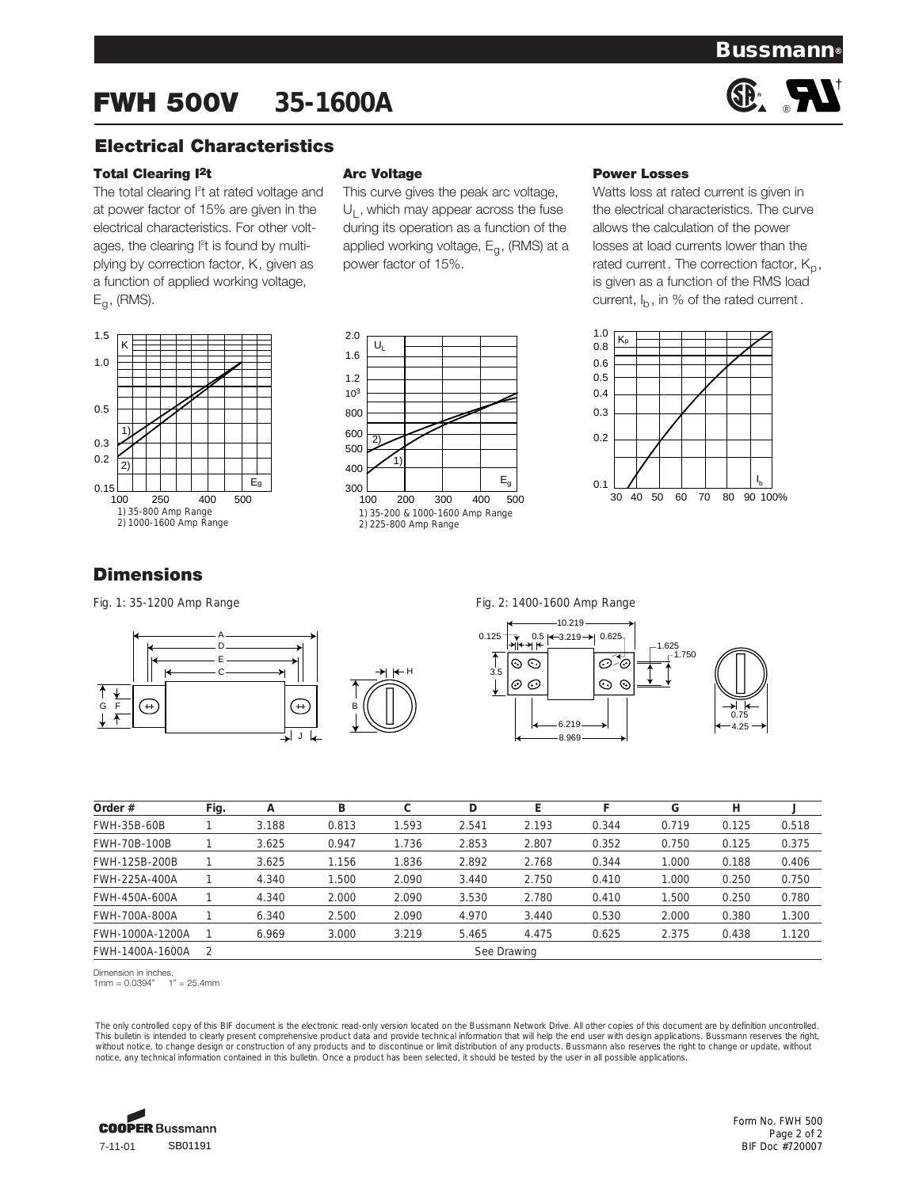# FWH 500V 35-1600A

## Electrical Characteristics

### Total Clearing $I^2t$

The total clearing $I^2t$ at rated voltage and at power factor of 15% are given in the electrical characteristics. For other voltages, the clearing $I^2t$ is found by multiplying by correction factor, K, given as a function of applied working voltage, $E_g$, (RMS).

### Arc Voltage

This curve gives the peak arc voltage, $U_L$, which may appear across the fuse during its operation as a function of the applied working voltage, $E_g$, (RMS) at a power factor of 15%.

### Power Losses

Watts loss at rated current is given in the electrical characteristics. The curve allows the calculation of the power losses at load currents lower than the rated current. The correction factor, $K_p$, is given as a function of the RMS load current, $I_b$, in % of the rated current.

K
1.5
1.0
0.5
0.3
0.2
0.15
100 250 400 500
$E_g$
1)
2)
1) 35-800 Amp Range
2) 1000-1600 Amp Range

$U_L$
2.0
1.6
1.2
$10^3$
800
600
500
400
300
100 200 300 400 500
$E_g$
1)
2)
1) 35-200 & 1000-1600 Amp Range
2) 225-800 Amp Range

$K_p$
1.0
0.8
0.6
0.5
0.4
0.3
0.2
0.1
30 40 50 60 70 80 90 100%
$I_b$

## Dimensions

Fig. 1: 35-1200 Amp Range

A
D
E
C
G
F
J
B
H

Fig. 2: 1400-1600 Amp Range

10.219
0.125
0.5
3.219
0.625
1.625
1.750
3.5
6.219
8.969
0.75
4.25

| Order # | Fig. | A | B | C | D | E | F | G | H | J |
|---|---|---|---|---|---|---|---|---|---|---|
| FWH-35B-60B | 1 | 3.188 | 0.813 | 1.593 | 2.541 | 2.193 | 0.344 | 0.719 | 0.125 | 0.518 |
| FWH-70B-100B | 1 | 3.625 | 0.947 | 1.736 | 2.853 | 2.807 | 0.352 | 0.750 | 0.125 | 0.375 |
| FWH-125B-200B | 1 | 3.625 | 1.156 | 1.836 | 2.892 | 2.768 | 0.344 | 1.000 | 0.188 | 0.406 |
| FWH-225A-400A | 1 | 4.340 | 1.500 | 2.090 | 3.440 | 2.750 | 0.410 | 1.000 | 0.250 | 0.750 |
| FWH-450A-600A | 1 | 4.340 | 2.000 | 2.090 | 3.530 | 2.780 | 0.410 | 1.500 | 0.250 | 0.780 |
| FWH-700A-800A | 1 | 6.340 | 2.500 | 2.090 | 4.970 | 3.440 | 0.530 | 2.000 | 0.380 | 1.300 |
| FWH-1000A-1200A | 1 | 6.969 | 3.000 | 3.219 | 5.465 | 4.475 | 0.625 | 2.375 | 0.438 | 1.120 |
| FWH-1400A-1600A | 2 | | | | | See Drawing | | | | |

Dimension in inches.
1mm = 0.0394"   1" = 25.4mm

The only controlled copy of this BIF document is the electronic read-only version located on the Bussmann Network Drive. All other copies of this document are by definition uncontrolled. This bulletin is intended to clearly present comprehensive product data and provide technical information that will help the end user with design applications. Bussmann reserves the right, without notice, to change design or construction of any products and to discontinue or limit distribution of any products. Bussmann also reserves the right to change or update, without notice, any technical information contained in this bulletin. Once a product has been selected, it should be tested by the user in all possible applications.

COOPER Bussmann
7-11-01 SB01191

Form No. FWH 500
BIF Doc #720007